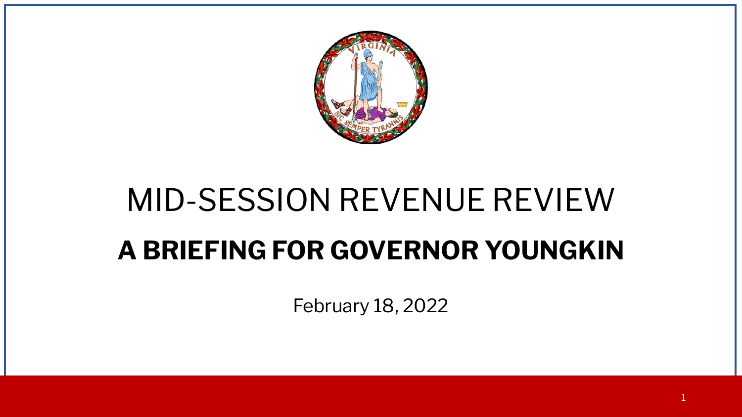# MID-SESSION REVENUE REVIEW

## A BRIEFING FOR GOVERNOR YOUNGKIN

February 18, 2022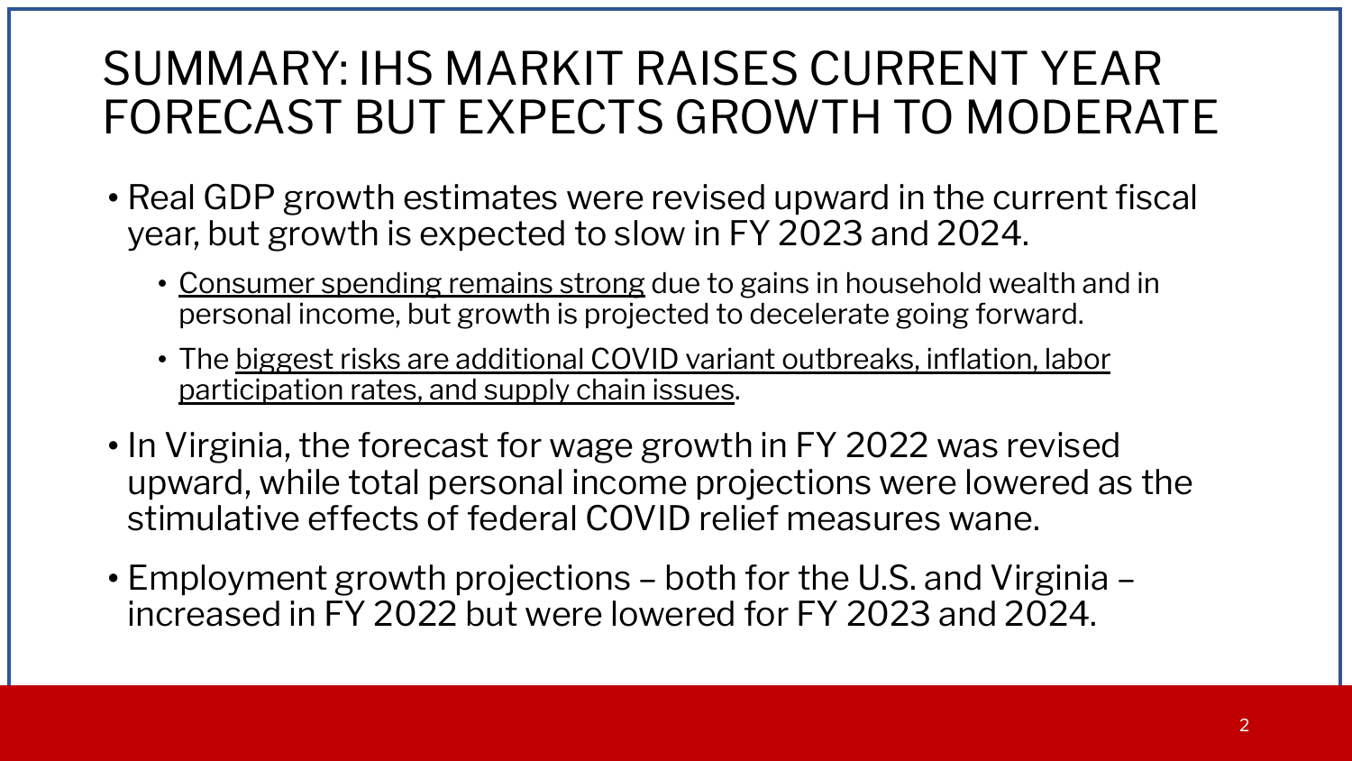# SUMMARY: IHS MARKIT RAISES CURRENT YEAR FORECAST BUT EXPECTS GROWTH TO MODERATE

- Real GDP growth estimates were revised upward in the current fiscal year, but growth is expected to slow in FY 2023 and 2024.
  - <u>Consumer spending remains strong</u> due to gains in household wealth and in personal income, but growth is projected to decelerate going forward.
  - The <u>biggest risks are additional COVID variant outbreaks, inflation, labor participation rates, and supply chain issues</u>.
- In Virginia, the forecast for wage growth in FY 2022 was revised upward, while total personal income projections were lowered as the stimulative effects of federal COVID relief measures wane.
- Employment growth projections – both for the U.S. and Virginia – increased in FY 2022 but were lowered for FY 2023 and 2024.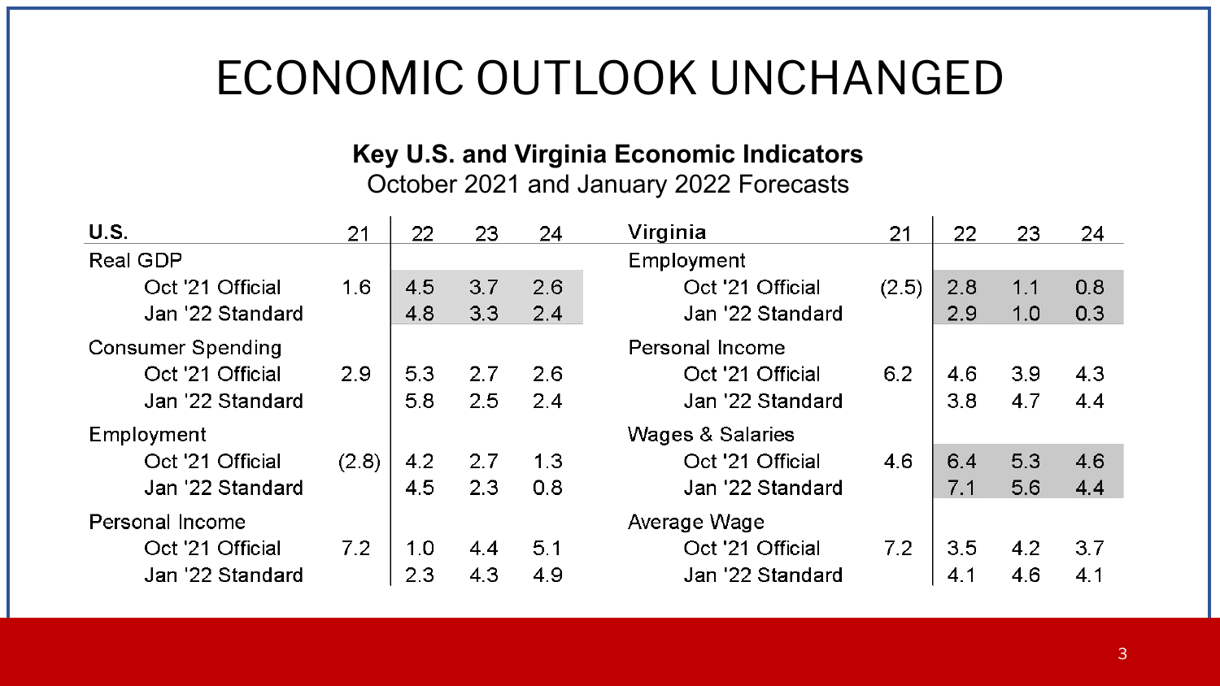# ECONOMIC OUTLOOK UNCHANGED

**Key U.S. and Virginia Economic Indicators**
October 2021 and January 2022 Forecasts

| U.S. | 21 | 22 | 23 | 24 |
|---|---|---|---|---|
| Real GDP | | | | |
| Oct '21 Official | 1.6 | 4.5 | 3.7 | 2.6 |
| Jan '22 Standard | | 4.8 | 3.3 | 2.4 |
| Consumer Spending | | | | |
| Oct '21 Official | 2.9 | 5.3 | 2.7 | 2.6 |
| Jan '22 Standard | | 5.8 | 2.5 | 2.4 |
| Employment | | | | |
| Oct '21 Official | (2.8) | 4.2 | 2.7 | 1.3 |
| Jan '22 Standard | | 4.5 | 2.3 | 0.8 |
| Personal Income | | | | |
| Oct '21 Official | 7.2 | 1.0 | 4.4 | 5.1 |
| Jan '22 Standard | | 2.3 | 4.3 | 4.9 |

| Virginia | 21 | 22 | 23 | 24 |
|---|---|---|---|---|
| Employment | | | | |
| Oct '21 Official | (2.5) | 2.8 | 1.1 | 0.8 |
| Jan '22 Standard | | 2.9 | 1.0 | 0.3 |
| Personal Income | | | | |
| Oct '21 Official | 6.2 | 4.6 | 3.9 | 4.3 |
| Jan '22 Standard | | 3.8 | 4.7 | 4.4 |
| Wages & Salaries | | | | |
| Oct '21 Official | 4.6 | 6.4 | 5.3 | 4.6 |
| Jan '22 Standard | | 7.1 | 5.6 | 4.4 |
| Average Wage | | | | |
| Oct '21 Official | 7.2 | 3.5 | 4.2 | 3.7 |
| Jan '22 Standard | | 4.1 | 4.6 | 4.1 |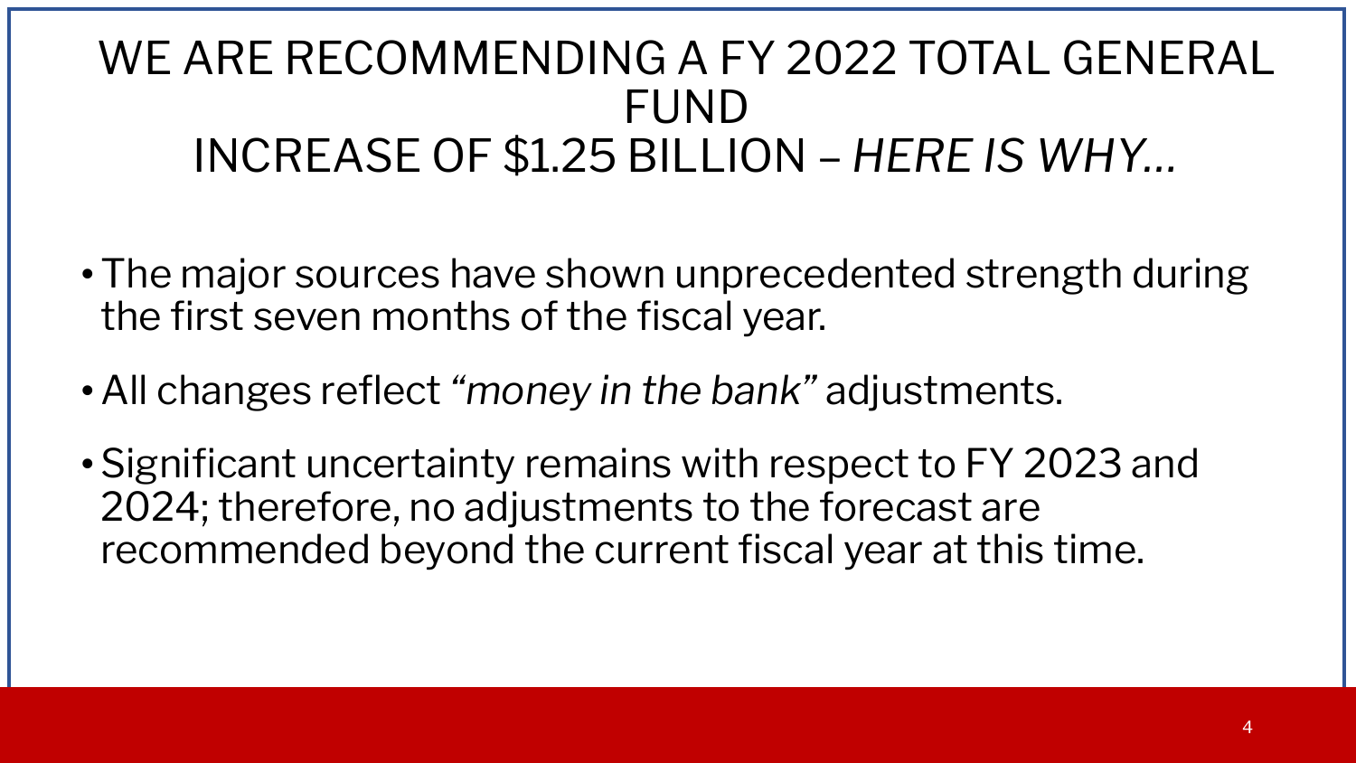# WE ARE RECOMMENDING A FY 2022 TOTAL GENERAL FUND INCREASE OF $1.25 BILLION – *HERE IS WHY…*

- The major sources have shown unprecedented strength during the first seven months of the fiscal year.
- All changes reflect *"money in the bank"* adjustments.
- Significant uncertainty remains with respect to FY 2023 and 2024; therefore, no adjustments to the forecast are recommended beyond the current fiscal year at this time.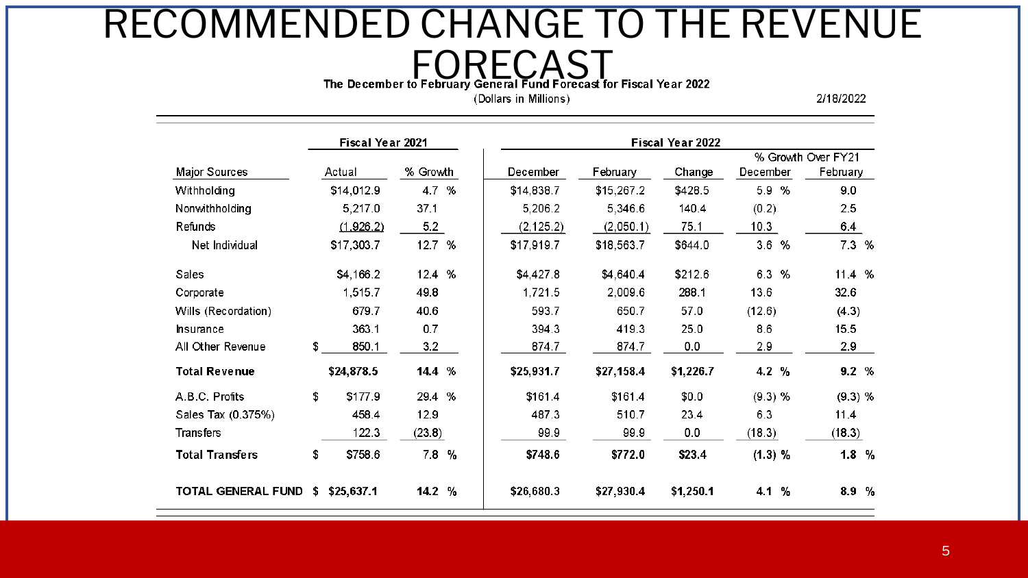# RECOMMENDED CHANGE TO THE REVENUE FORECAST

**The December to February General Fund Forecast for Fiscal Year 2022**

(Dollars in Millions)

2/18/2022

| | Fiscal Year 2021 | | Fiscal Year 2022 | | | | |
|---|---|---|---|---|---|---|---|
| | | | | | | % Growth Over FY21 | |
| Major Sources | Actual | % Growth | December | February | Change | December | February |
| Withholding | $14,012.9 | 4.7 % | $14,838.7 | $15,267.2 | $428.5 | 5.9 % | 9.0 |
| Nonwithholding | 5,217.0 | 37.1 | 5,206.2 | 5,346.6 | 140.4 | (0.2) | 2.5 |
| Refunds | (1,926.2) | 5.2 | (2,125.2) | (2,050.1) | 75.1 | 10.3 | 6.4 |
| Net Individual | $17,303.7 | 12.7 % | $17,919.7 | $18,563.7 | $644.0 | 3.6 % | 7.3 % |
| Sales | $4,166.2 | 12.4 % | $4,427.8 | $4,640.4 | $212.6 | 6.3 % | 11.4 % |
| Corporate | 1,515.7 | 49.8 | 1,721.5 | 2,009.6 | 288.1 | 13.6 | 32.6 |
| Wills (Recordation) | 679.7 | 40.6 | 593.7 | 650.7 | 57.0 | (12.6) | (4.3) |
| Insurance | 363.1 | 0.7 | 394.3 | 419.3 | 25.0 | 8.6 | 15.5 |
| All Other Revenue | $ 850.1 | 3.2 | 874.7 | 874.7 | 0.0 | 2.9 | 2.9 |
| **Total Revenue** | **$24,878.5** | **14.4 %** | **$25,931.7** | **$27,158.4** | **$1,226.7** | **4.2 %** | **9.2 %** |
| A.B.C. Profits | $ $177.9 | 29.4 % | $161.4 | $161.4 | $0.0 | (9.3) % | (9.3) % |
| Sales Tax (0.375%) | 458.4 | 12.9 | 487.3 | 510.7 | 23.4 | 6.3 | 11.4 |
| Transfers | 122.3 | (23.8) | 99.9 | 99.9 | 0.0 | (18.3) | (18.3) |
| **Total Transfers** | **$ $758.6** | **7.8 %** | **$748.6** | **$772.0** | **$23.4** | **(1.3) %** | **1.8 %** |
| **TOTAL GENERAL FUND** | **$ $25,637.1** | **14.2 %** | **$26,680.3** | **$27,930.4** | **$1,250.1** | **4.1 %** | **8.9 %** |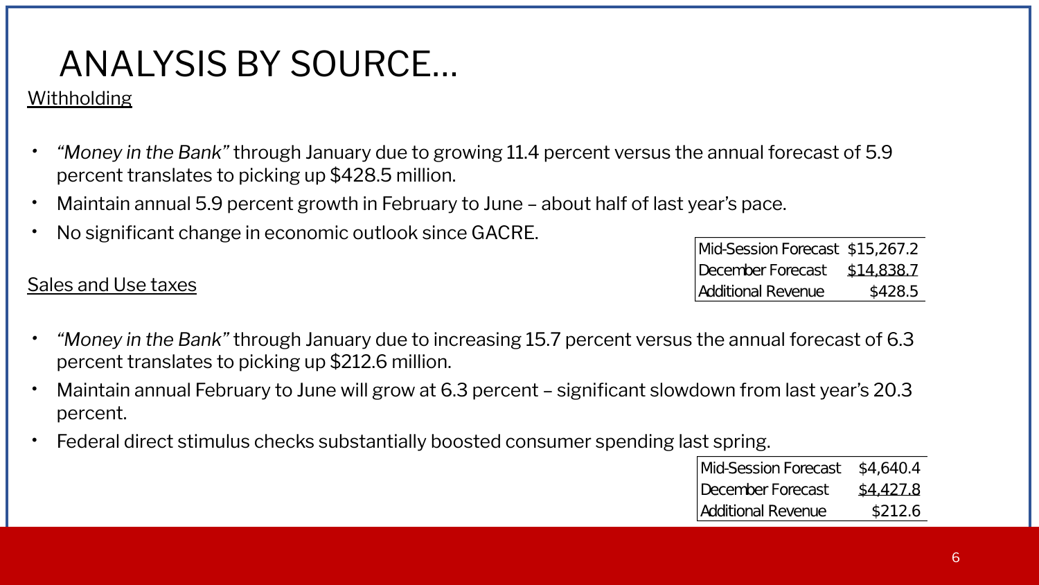# ANALYSIS BY SOURCE…

## Withholding

- *"Money in the Bank"* through January due to growing 11.4 percent versus the annual forecast of 5.9 percent translates to picking up $428.5 million.
- Maintain annual 5.9 percent growth in February to June – about half of last year's pace.
- No significant change in economic outlook since GACRE.

| | |
|---|---|
| Mid-Session Forecast | $15,267.2 |
| December Forecast | $14,838.7 |
| Additional Revenue | $428.5 |

## Sales and Use taxes

- *"Money in the Bank"* through January due to increasing 15.7 percent versus the annual forecast of 6.3 percent translates to picking up $212.6 million.
- Maintain annual February to June will grow at 6.3 percent – significant slowdown from last year's 20.3 percent.
- Federal direct stimulus checks substantially boosted consumer spending last spring.

| | |
|---|---|
| Mid-Session Forecast | $4,640.4 |
| December Forecast | $4,427.8 |
| Additional Revenue | $212.6 |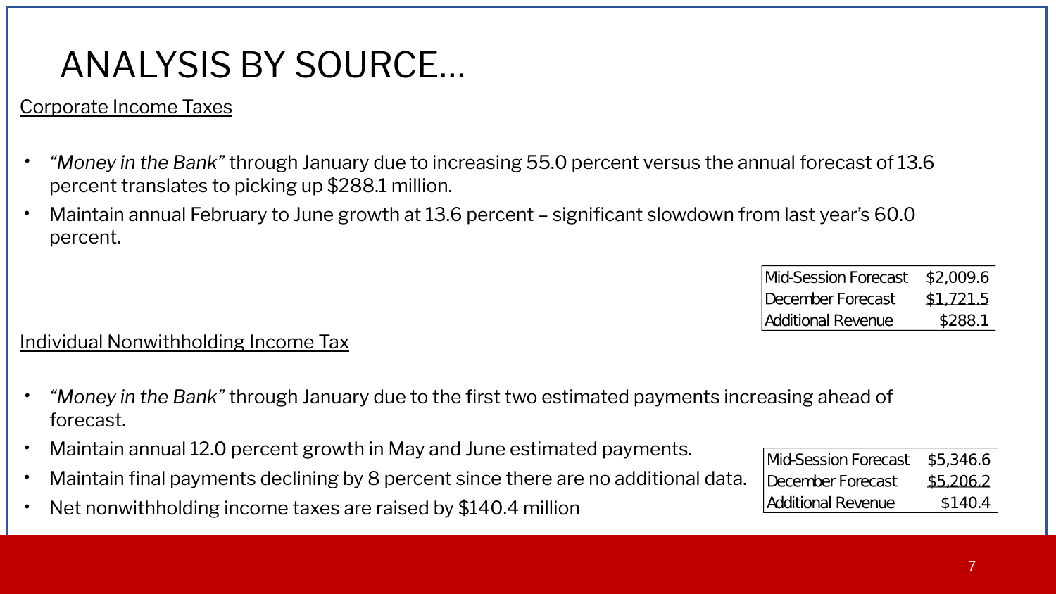# ANALYSIS BY SOURCE…

Corporate Income Taxes

- *"Money in the Bank"* through January due to increasing 55.0 percent versus the annual forecast of 13.6 percent translates to picking up $288.1 million.
- Maintain annual February to June growth at 13.6 percent – significant slowdown from last year's 60.0 percent.

| | |
|---|---|
| Mid-Session Forecast | $2,009.6 |
| December Forecast | $1,721.5 |
| Additional Revenue | $288.1 |

Individual Nonwithholding Income Tax

- *"Money in the Bank"* through January due to the first two estimated payments increasing ahead of forecast.
- Maintain annual 12.0 percent growth in May and June estimated payments.
- Maintain final payments declining by 8 percent since there are no additional data.
- Net nonwithholding income taxes are raised by $140.4 million

| | |
|---|---|
| Mid-Session Forecast | $5,346.6 |
| December Forecast | $5,206.2 |
| Additional Revenue | $140.4 |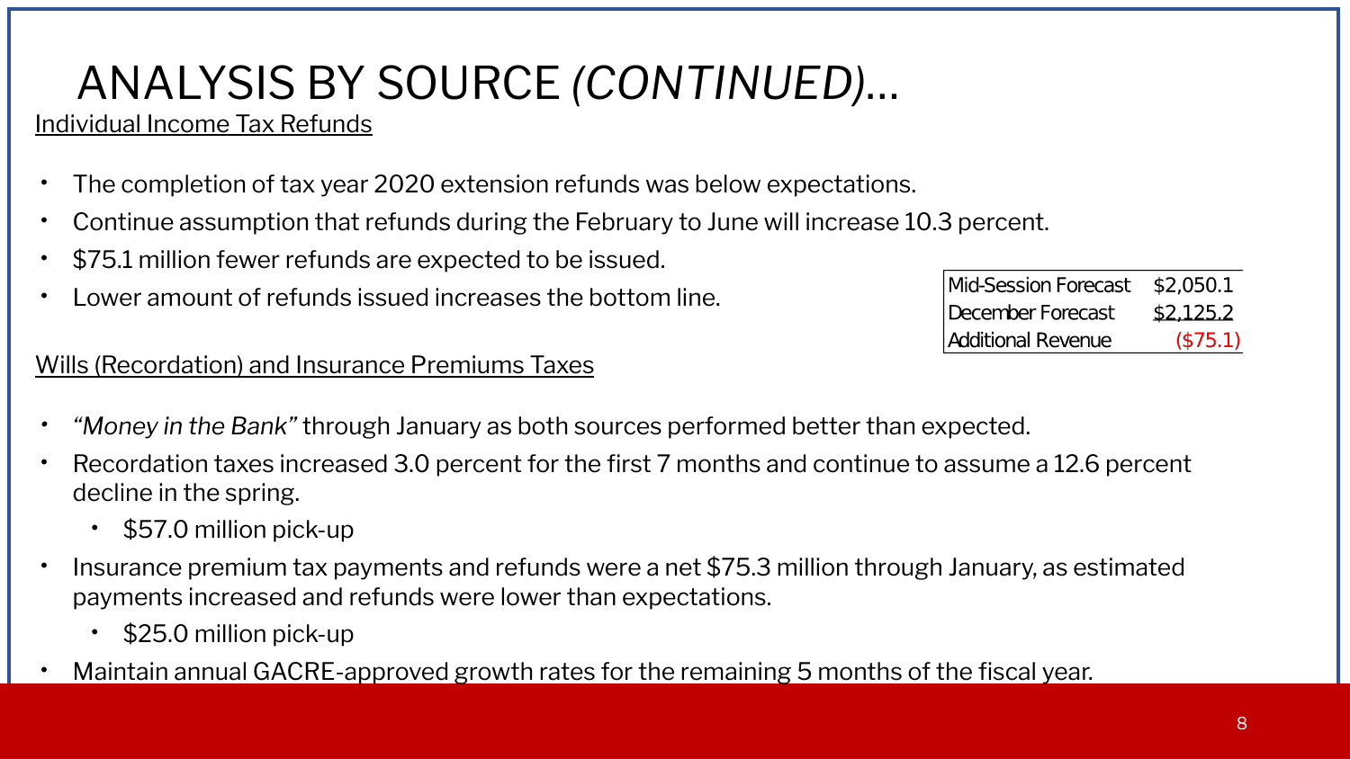# ANALYSIS BY SOURCE *(CONTINUED)*…

## Individual Income Tax Refunds

- The completion of tax year 2020 extension refunds was below expectations.
- Continue assumption that refunds during the February to June will increase 10.3 percent.
- $75.1 million fewer refunds are expected to be issued.
- Lower amount of refunds issued increases the bottom line.

| | |
|---|---|
| Mid-Session Forecast | $2,050.1 |
| December Forecast | $2,125.2 |
| Additional Revenue | ($75.1) |

## Wills (Recordation) and Insurance Premiums Taxes

- *"Money in the Bank"* through January as both sources performed better than expected.
- Recordation taxes increased 3.0 percent for the first 7 months and continue to assume a 12.6 percent decline in the spring.
  - $57.0 million pick-up
- Insurance premium tax payments and refunds were a net $75.3 million through January, as estimated payments increased and refunds were lower than expectations.
  - $25.0 million pick-up
- Maintain annual GACRE-approved growth rates for the remaining 5 months of the fiscal year.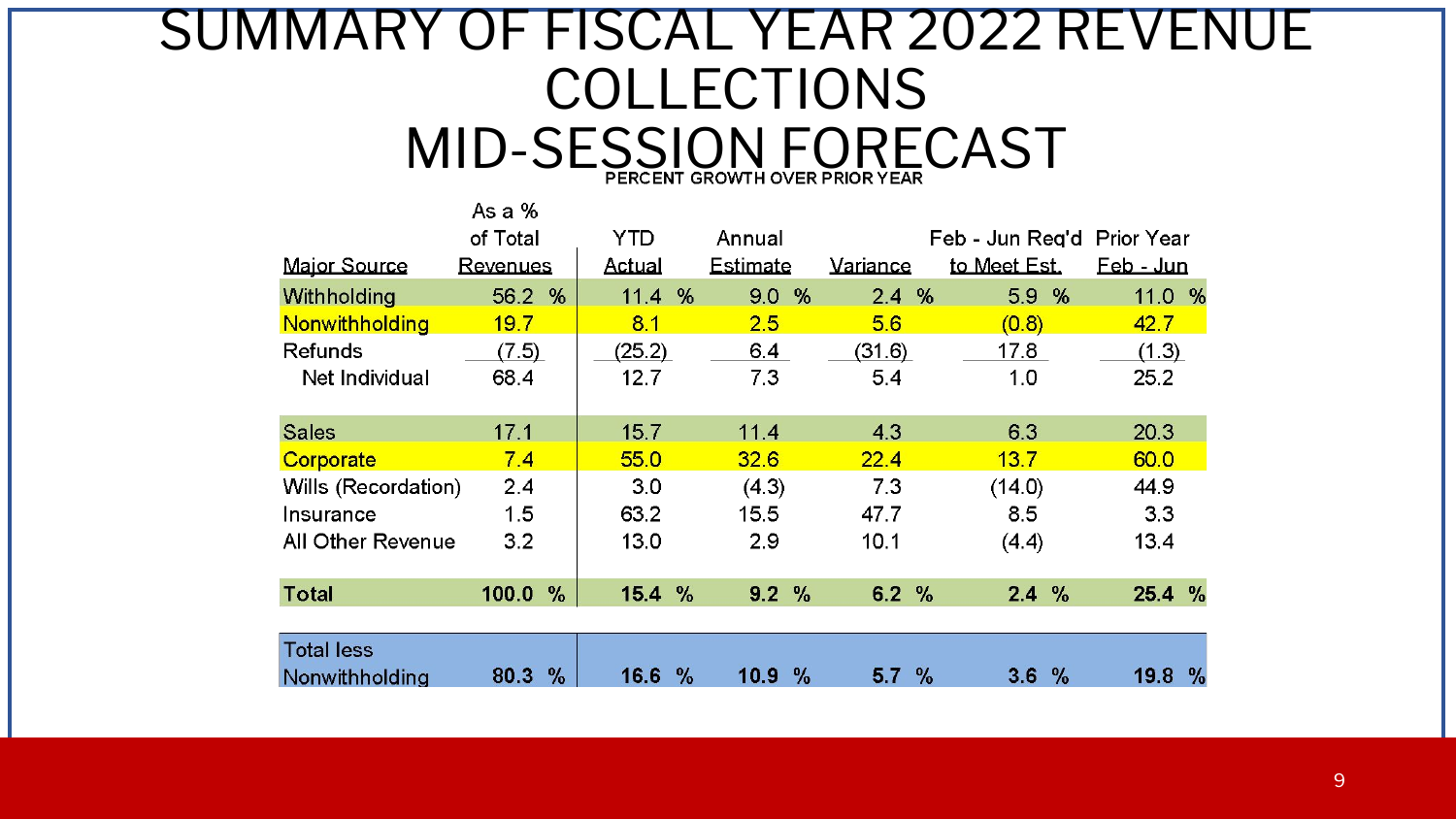# SUMMARY OF FISCAL YEAR 2022 REVENUE COLLECTIONS MID-SESSION FORECAST

PERCENT GROWTH OVER PRIOR YEAR

| Major Source | As a % of Total Revenues | YTD Actual | Annual Estimate | Variance | Feb - Jun Req'd to Meet Est. | Prior Year Feb - Jun |
|---|---|---|---|---|---|---|
| Withholding | 56.2 % | 11.4 % | 9.0 % | 2.4 % | 5.9 % | 11.0 % |
| Nonwithholding | 19.7 | 8.1 | 2.5 | 5.6 | (0.8) | 42.7 |
| Refunds | (7.5) | (25.2) | 6.4 | (31.6) | 17.8 | (1.3) |
| Net Individual | 68.4 | 12.7 | 7.3 | 5.4 | 1.0 | 25.2 |
| Sales | 17.1 | 15.7 | 11.4 | 4.3 | 6.3 | 20.3 |
| Corporate | 7.4 | 55.0 | 32.6 | 22.4 | 13.7 | 60.0 |
| Wills (Recordation) | 2.4 | 3.0 | (4.3) | 7.3 | (14.0) | 44.9 |
| Insurance | 1.5 | 63.2 | 15.5 | 47.7 | 8.5 | 3.3 |
| All Other Revenue | 3.2 | 13.0 | 2.9 | 10.1 | (4.4) | 13.4 |
| **Total** | **100.0 %** | **15.4 %** | **9.2 %** | **6.2 %** | **2.4 %** | **25.4 %** |
| Total less Nonwithholding | **80.3 %** | **16.6 %** | **10.9 %** | **5.7 %** | **3.6 %** | **19.8 %** |